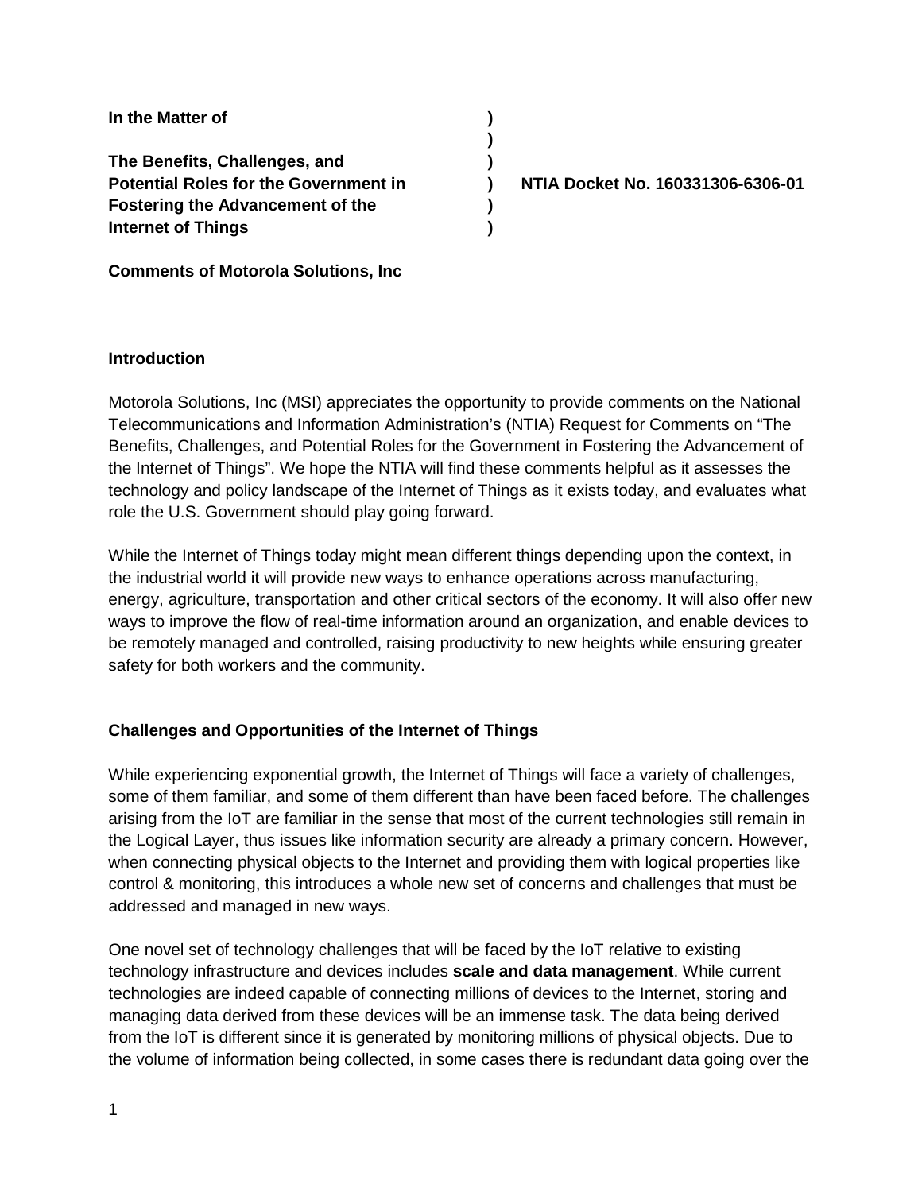**In the Matter of**

**The Benefits, Challenges, and Potential Roles for the Government in Fostering the Advancement of the Internet of Things**

**NTIA Docket No. 160331306-6306-01**

**Comments of Motorola Solutions, Inc**

## Introduction

Motorola Solutions, Inc (MSI) appreciates the opportunity to provide comments on the National Telecommunications and Information Administration's (NTIA) Request for Comments on "The Benefits, Challenges, and Potential Roles for the Government in Fostering the Advancement of the Internet of Things". We hope the NTIA will find these comments helpful as it assesses the technology and policy landscape of the Internet of Things as it exists today, and evaluates what role the U.S. Government should play going forward.

While the Internet of Things today might mean different things depending upon the context, in the industrial world it will provide new ways to enhance operations across manufacturing, energy, agriculture, transportation and other critical sectors of the economy. It will also offer new ways to improve the flow of real-time information around an organization, and enable devices to be remotely managed and controlled, raising productivity to new heights while ensuring greater safety for both workers and the community.

## Challenges and Opportunities of the Internet of Things

While experiencing exponential growth, the Internet of Things will face a variety of challenges, some of them familiar, and some of them different than have been faced before. The challenges arising from the IoT are familiar in the sense that most of the current technologies still remain in the Logical Layer, thus issues like information security are already a primary concern. However, when connecting physical objects to the Internet and providing them with logical properties like control & monitoring, this introduces a whole new set of concerns and challenges that must be addressed and managed in new ways.

One novel set of technology challenges that will be faced by the IoT relative to existing technology infrastructure and devices includes **scale and data management**. While current technologies are indeed capable of connecting millions of devices to the Internet, storing and managing data derived from these devices will be an immense task. The data being derived from the IoT is different since it is generated by monitoring millions of physical objects. Due to the volume of information being collected, in some cases there is redundant data going over the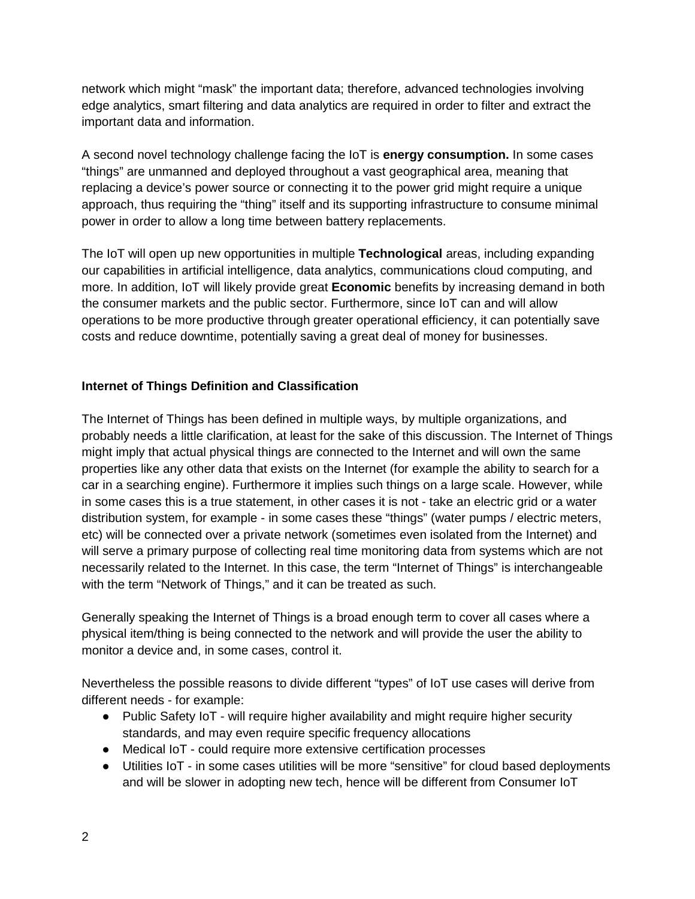network which might “mask” the important data; therefore, advanced technologies involving edge analytics, smart filtering and data analytics are required in order to filter and extract the important data and information.

A second novel technology challenge facing the IoT is **energy consumption.** In some cases “things” are unmanned and deployed throughout a vast geographical area, meaning that replacing a device’s power source or connecting it to the power grid might require a unique approach, thus requiring the “thing” itself and its supporting infrastructure to consume minimal power in order to allow a long time between battery replacements.

The IoT will open up new opportunities in multiple **Technological** areas, including expanding our capabilities in artificial intelligence, data analytics, communications cloud computing, and more. In addition, IoT will likely provide great **Economic** benefits by increasing demand in both the consumer markets and the public sector. Furthermore, since IoT can and will allow operations to be more productive through greater operational efficiency, it can potentially save costs and reduce downtime, potentially saving a great deal of money for businesses.

### Internet of Things Definition and Classification

The Internet of Things has been defined in multiple ways, by multiple organizations, and probably needs a little clarification, at least for the sake of this discussion. The Internet of Things might imply that actual physical things are connected to the Internet and will own the same properties like any other data that exists on the Internet (for example the ability to search for a car in a searching engine). Furthermore it implies such things on a large scale. However, while in some cases this is a true statement, in other cases it is not - take an electric grid or a water distribution system, for example - in some cases these “things” (water pumps / electric meters, etc) will be connected over a private network (sometimes even isolated from the Internet) and will serve a primary purpose of collecting real time monitoring data from systems which are not necessarily related to the Internet. In this case, the term “Internet of Things” is interchangeable with the term “Network of Things,” and it can be treated as such.

Generally speaking the Internet of Things is a broad enough term to cover all cases where a physical item/thing is being connected to the network and will provide the user the ability to monitor a device and, in some cases, control it.

Nevertheless the possible reasons to divide different “types” of IoT use cases will derive from different needs - for example:

- Public Safety IoT - will require higher availability and might require higher security standards, and may even require specific frequency allocations
- Medical IoT - could require more extensive certification processes
- Utilities IoT - in some cases utilities will be more “sensitive” for cloud based deployments and will be slower in adopting new tech, hence will be different from Consumer IoT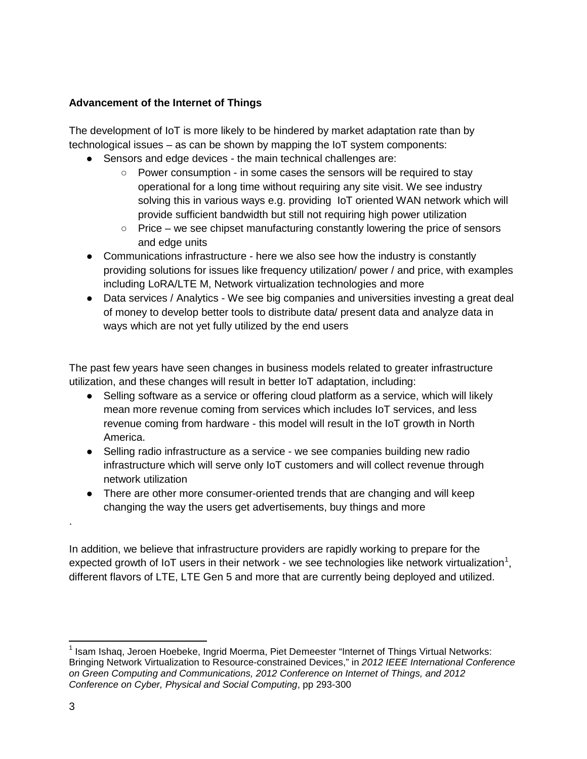**Advancement of the Internet of Things**

The development of IoT is more likely to be hindered by market adaptation rate than by technological issues – as can be shown by mapping the IoT system components:

- Sensors and edge devices - the main technical challenges are:
  - Power consumption - in some cases the sensors will be required to stay operational for a long time without requiring any site visit. We see industry solving this in various ways e.g. providing IoT oriented WAN network which will provide sufficient bandwidth but still not requiring high power utilization
  - Price – we see chipset manufacturing constantly lowering the price of sensors and edge units
- Communications infrastructure - here we also see how the industry is constantly providing solutions for issues like frequency utilization/ power / and price, with examples including LoRA/LTE M, Network virtualization technologies and more
- Data services / Analytics - We see big companies and universities investing a great deal of money to develop better tools to distribute data/ present data and analyze data in ways which are not yet fully utilized by the end users

The past few years have seen changes in business models related to greater infrastructure utilization, and these changes will result in better IoT adaptation, including:

- Selling software as a service or offering cloud platform as a service, which will likely mean more revenue coming from services which includes IoT services, and less revenue coming from hardware - this model will result in the IoT growth in North America.
- Selling radio infrastructure as a service - we see companies building new radio infrastructure which will serve only IoT customers and will collect revenue through network utilization
- There are other more consumer-oriented trends that are changing and will keep changing the way the users get advertisements, buy things and more

.

In addition, we believe that infrastructure providers are rapidly working to prepare for the expected growth of IoT users in their network - we see technologies like network virtualization[1], different flavors of LTE, LTE Gen 5 and more that are currently being deployed and utilized.

[1] Isam Ishaq, Jeroen Hoebeke, Ingrid Moerma, Piet Demeester "Internet of Things Virtual Networks: Bringing Network Virtualization to Resource-constrained Devices," in *2012 IEEE International Conference on Green Computing and Communications, 2012 Conference on Internet of Things, and 2012 Conference on Cyber, Physical and Social Computing*, pp 293-300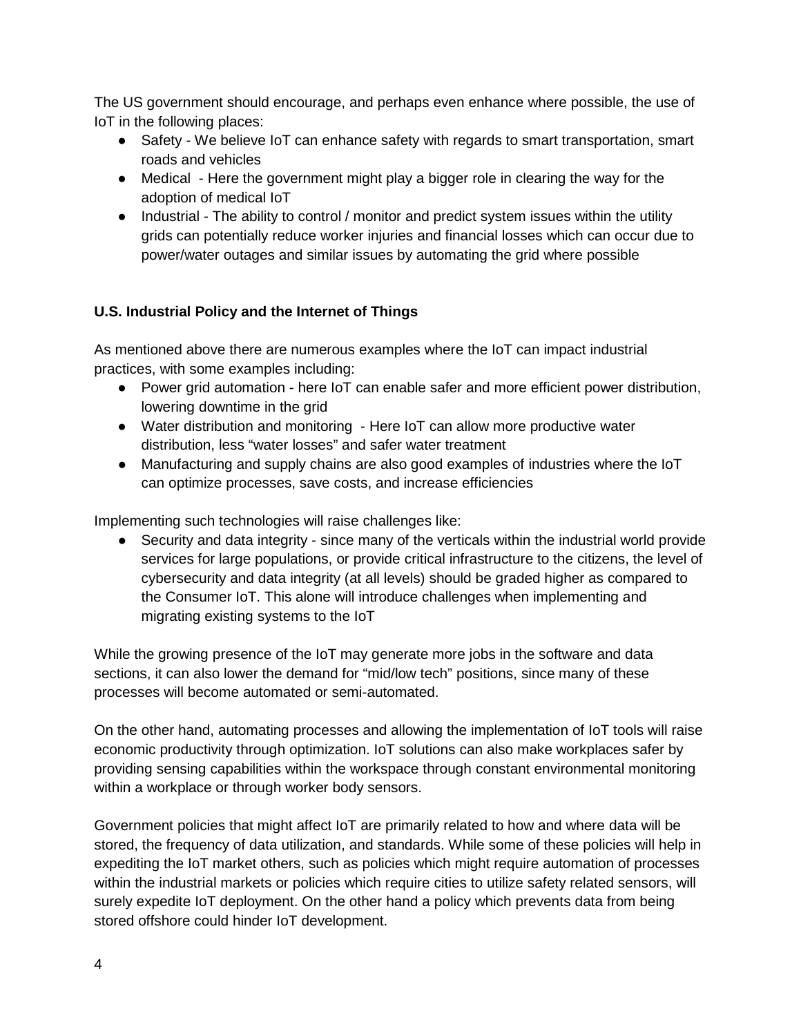The US government should encourage, and perhaps even enhance where possible, the use of IoT in the following places:

- Safety - We believe IoT can enhance safety with regards to smart transportation, smart roads and vehicles
- Medical - Here the government might play a bigger role in clearing the way for the adoption of medical IoT
- Industrial - The ability to control / monitor and predict system issues within the utility grids can potentially reduce worker injuries and financial losses which can occur due to power/water outages and similar issues by automating the grid where possible

**U.S. Industrial Policy and the Internet of Things**

As mentioned above there are numerous examples where the IoT can impact industrial practices, with some examples including:

- Power grid automation - here IoT can enable safer and more efficient power distribution, lowering downtime in the grid
- Water distribution and monitoring - Here IoT can allow more productive water distribution, less "water losses" and safer water treatment
- Manufacturing and supply chains are also good examples of industries where the IoT can optimize processes, save costs, and increase efficiencies

Implementing such technologies will raise challenges like:

- Security and data integrity - since many of the verticals within the industrial world provide services for large populations, or provide critical infrastructure to the citizens, the level of cybersecurity and data integrity (at all levels) should be graded higher as compared to the Consumer IoT. This alone will introduce challenges when implementing and migrating existing systems to the IoT

While the growing presence of the IoT may generate more jobs in the software and data sections, it can also lower the demand for "mid/low tech" positions, since many of these processes will become automated or semi-automated.

On the other hand, automating processes and allowing the implementation of IoT tools will raise economic productivity through optimization. IoT solutions can also make workplaces safer by providing sensing capabilities within the workspace through constant environmental monitoring within a workplace or through worker body sensors.

Government policies that might affect IoT are primarily related to how and where data will be stored, the frequency of data utilization, and standards. While some of these policies will help in expediting the IoT market others, such as policies which might require automation of processes within the industrial markets or policies which require cities to utilize safety related sensors, will surely expedite IoT deployment. On the other hand a policy which prevents data from being stored offshore could hinder IoT development.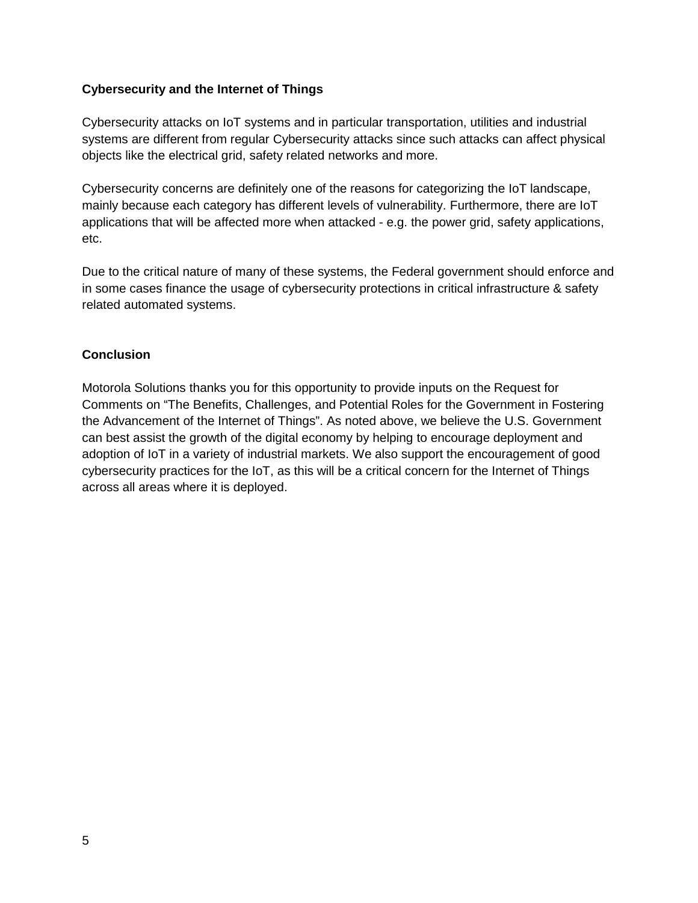**Cybersecurity and the Internet of Things**

Cybersecurity attacks on IoT systems and in particular transportation, utilities and industrial systems are different from regular Cybersecurity attacks since such attacks can affect physical objects like the electrical grid, safety related networks and more.

Cybersecurity concerns are definitely one of the reasons for categorizing the IoT landscape, mainly because each category has different levels of vulnerability. Furthermore, there are IoT applications that will be affected more when attacked - e.g. the power grid, safety applications, etc.

Due to the critical nature of many of these systems, the Federal government should enforce and in some cases finance the usage of cybersecurity protections in critical infrastructure & safety related automated systems.

**Conclusion**

Motorola Solutions thanks you for this opportunity to provide inputs on the Request for Comments on "The Benefits, Challenges, and Potential Roles for the Government in Fostering the Advancement of the Internet of Things". As noted above, we believe the U.S. Government can best assist the growth of the digital economy by helping to encourage deployment and adoption of IoT in a variety of industrial markets. We also support the encouragement of good cybersecurity practices for the IoT, as this will be a critical concern for the Internet of Things across all areas where it is deployed.